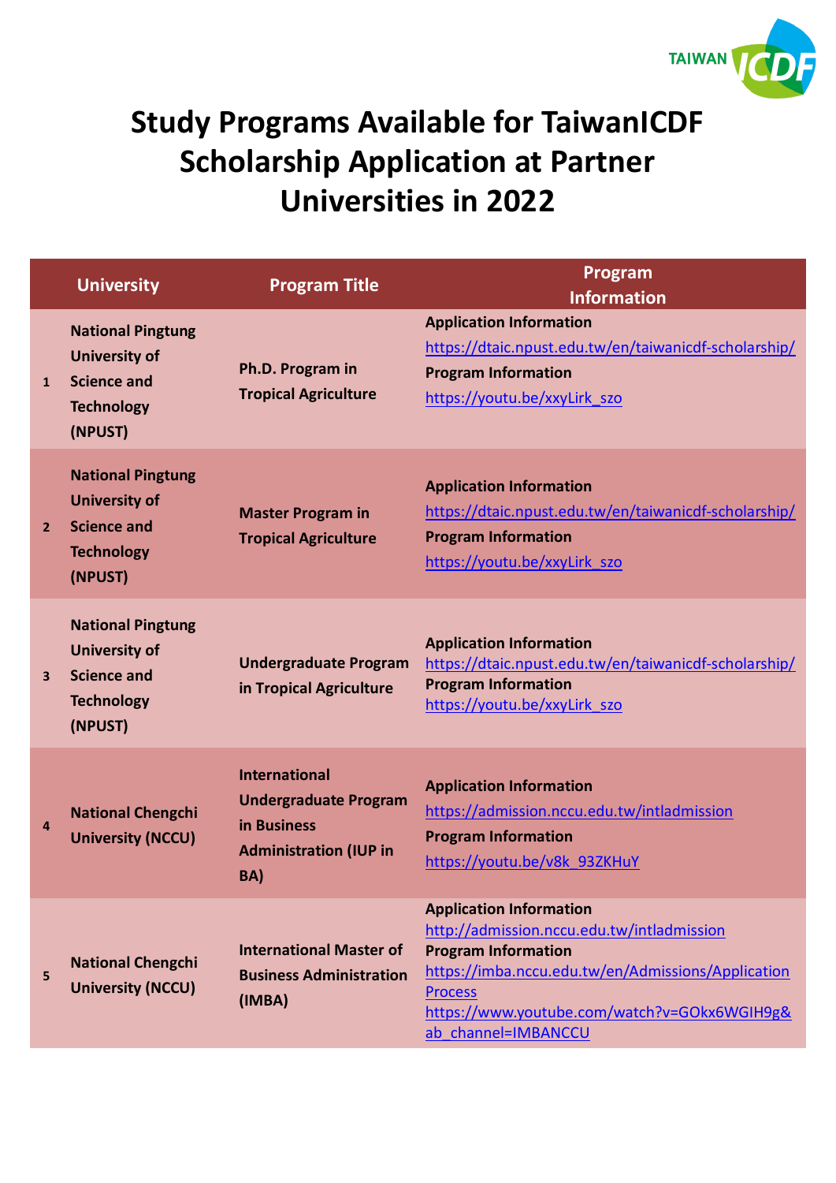# Study Programs Available for TaiwanICDF Scholarship Application at Partner Universities in 2022

| | University | Program Title | Program Information |
|---|---|---|---|
| 1 | National Pingtung University of Science and Technology (NPUST) | Ph.D. Program in Tropical Agriculture | **Application Information** https://dtaic.npust.edu.tw/en/taiwanicdf-scholarship/ **Program Information** https://youtu.be/xxyLirk_szo |
| 2 | National Pingtung University of Science and Technology (NPUST) | Master Program in Tropical Agriculture | **Application Information** https://dtaic.npust.edu.tw/en/taiwanicdf-scholarship/ **Program Information** https://youtu.be/xxyLirk_szo |
| 3 | National Pingtung University of Science and Technology (NPUST) | Undergraduate Program in Tropical Agriculture | **Application Information** https://dtaic.npust.edu.tw/en/taiwanicdf-scholarship/ **Program Information** https://youtu.be/xxyLirk_szo |
| 4 | National Chengchi University (NCCU) | International Undergraduate Program in Business Administration (IUP in BA) | **Application Information** https://admission.nccu.edu.tw/intladmission **Program Information** https://youtu.be/v8k_93ZKHuY |
| 5 | National Chengchi University (NCCU) | International Master of Business Administration (IMBA) | **Application Information** http://admission.nccu.edu.tw/intladmission **Program Information** https://imba.nccu.edu.tw/en/Admissions/ApplicationProcess https://www.youtube.com/watch?v=GOkx6WGIH9g&ab_channel=IMBANCCU |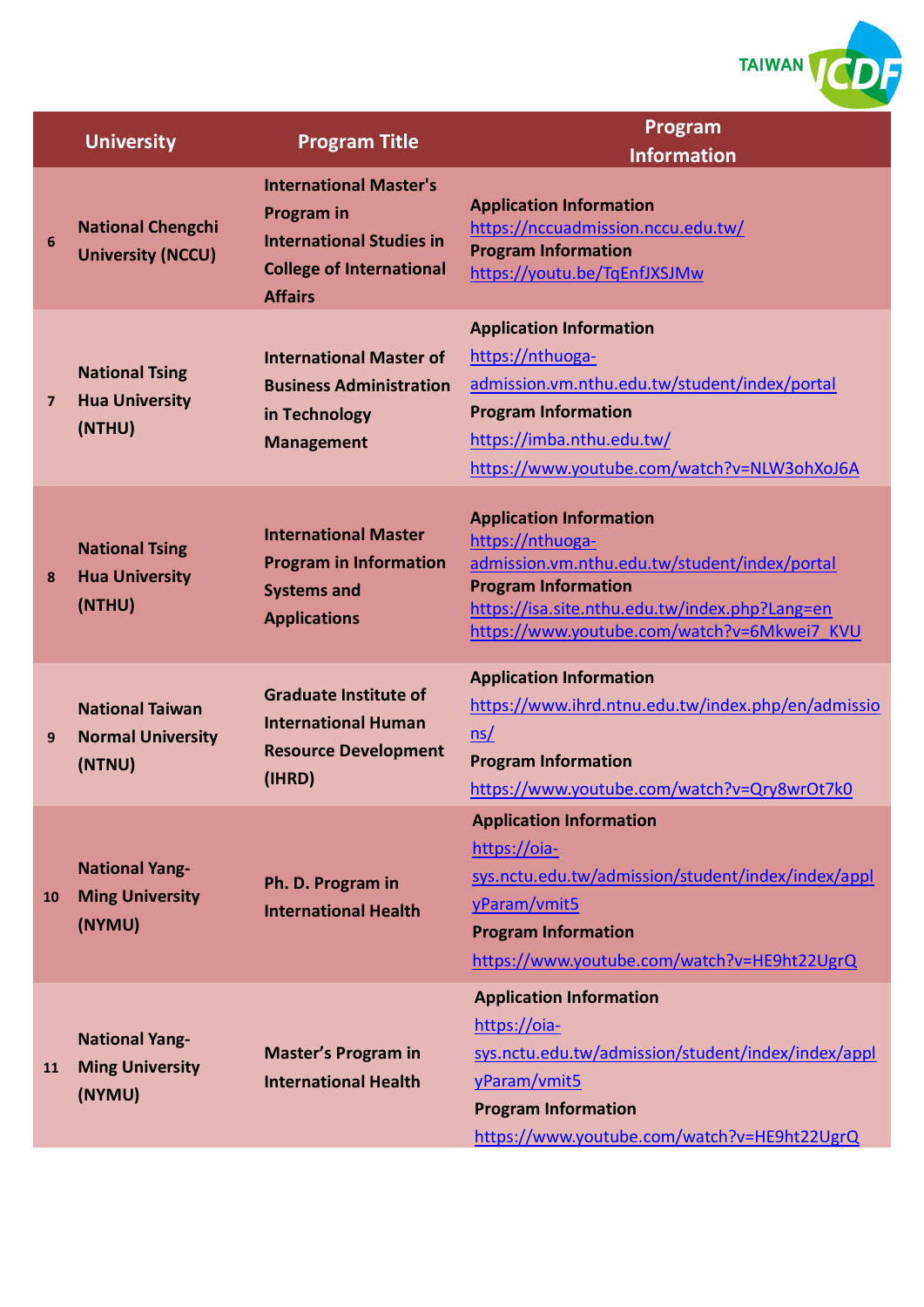| | University | Program Title | Program Information |
|---|---|---|---|
| 6 | National Chengchi University (NCCU) | International Master's Program in International Studies in College of International Affairs | **Application Information** https://nccuadmission.nccu.edu.tw/ **Program Information** https://youtu.be/TqEnfJXSJMw |
| 7 | National Tsing Hua University (NTHU) | International Master of Business Administration in Technology Management | **Application Information** https://nthuoga-admission.vm.nthu.edu.tw/student/index/portal **Program Information** https://imba.nthu.edu.tw/ https://www.youtube.com/watch?v=NLW3ohXoJ6A |
| 8 | National Tsing Hua University (NTHU) | International Master Program in Information Systems and Applications | **Application Information** https://nthuoga-admission.vm.nthu.edu.tw/student/index/portal **Program Information** https://isa.site.nthu.edu.tw/index.php?Lang=en https://www.youtube.com/watch?v=6Mkwei7_KVU |
| 9 | National Taiwan Normal University (NTNU) | Graduate Institute of International Human Resource Development (IHRD) | **Application Information** https://www.ihrd.ntnu.edu.tw/index.php/en/admissions/ **Program Information** https://www.youtube.com/watch?v=Qry8wrOt7k0 |
| 10 | National Yang-Ming University (NYMU) | Ph. D. Program in International Health | **Application Information** https://oia-sys.nctu.edu.tw/admission/student/index/index/applyParam/vmit5 **Program Information** https://www.youtube.com/watch?v=HE9ht22UgrQ |
| 11 | National Yang-Ming University (NYMU) | Master's Program in International Health | **Application Information** https://oia-sys.nctu.edu.tw/admission/student/index/index/applyParam/vmit5 **Program Information** https://www.youtube.com/watch?v=HE9ht22UgrQ |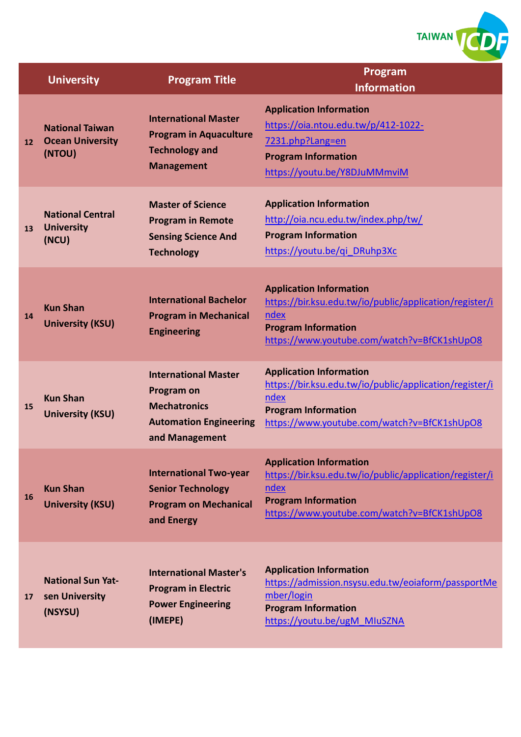| | University | Program Title | Program Information |
|---|---|---|---|
| 12 | **National Taiwan Ocean University (NTOU)** | **International Master Program in Aquaculture Technology and Management** | **Application Information** https://oia.ntou.edu.tw/p/412-1022-7231.php?Lang=en **Program Information** https://youtu.be/Y8DJuMMmviM |
| 13 | **National Central University (NCU)** | **Master of Science Program in Remote Sensing Science And Technology** | **Application Information** http://oia.ncu.edu.tw/index.php/tw/ **Program Information** https://youtu.be/qi_DRuhp3Xc |
| 14 | **Kun Shan University (KSU)** | **International Bachelor Program in Mechanical Engineering** | **Application Information** https://bir.ksu.edu.tw/io/public/application/register/index **Program Information** https://www.youtube.com/watch?v=BfCK1shUpO8 |
| 15 | **Kun Shan University (KSU)** | **International Master Program on Mechatronics Automation Engineering and Management** | **Application Information** https://bir.ksu.edu.tw/io/public/application/register/index **Program Information** https://www.youtube.com/watch?v=BfCK1shUpO8 |
| 16 | **Kun Shan University (KSU)** | **International Two-year Senior Technology Program on Mechanical and Energy** | **Application Information** https://bir.ksu.edu.tw/io/public/application/register/index **Program Information** https://www.youtube.com/watch?v=BfCK1shUpO8 |
| 17 | **National Sun Yat-sen University (NSYSU)** | **International Master's Program in Electric Power Engineering (IMEPE)** | **Application Information** https://admission.nsysu.edu.tw/eoiaform/passportMember/login **Program Information** https://youtu.be/ugM_MIuSZNA |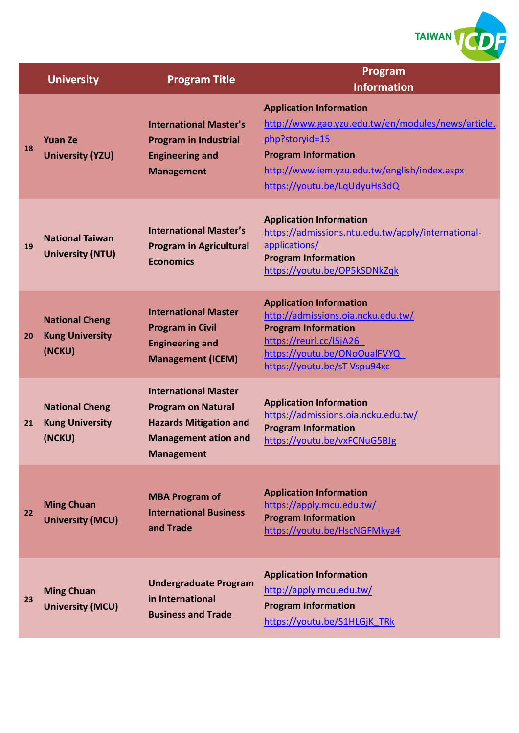| | University | Program Title | Program Information |
|---|---|---|---|
| 18 | **Yuan Ze University (YZU)** | **International Master's Program in Industrial Engineering and Management** | **Application Information** http://www.gao.yzu.edu.tw/en/modules/news/article.php?storyid=15 **Program Information** http://www.iem.yzu.edu.tw/english/index.aspx https://youtu.be/LqUdyuHs3dQ |
| 19 | **National Taiwan University (NTU)** | **International Master's Program in Agricultural Economics** | **Application Information** https://admissions.ntu.edu.tw/apply/international-applications/ **Program Information** https://youtu.be/OP5kSDNkZqk |
| 20 | **National Cheng Kung University (NCKU)** | **International Master Program in Civil Engineering and Management (ICEM)** | **Application Information** http://admissions.oia.ncku.edu.tw/ **Program Information** https://reurl.cc/l5jA26 https://youtu.be/ONoOualFVYQ https://youtu.be/sT-Vspu94xc |
| 21 | **National Cheng Kung University (NCKU)** | **International Master Program on Natural Hazards Mitigation and Management ation and Management** | **Application Information** https://admissions.oia.ncku.edu.tw/ **Program Information** https://youtu.be/vxFCNuG5BJg |
| 22 | **Ming Chuan University (MCU)** | **MBA Program of International Business and Trade** | **Application Information** https://apply.mcu.edu.tw/ **Program Information** https://youtu.be/HscNGFMkya4 |
| 23 | **Ming Chuan University (MCU)** | **Undergraduate Program in International Business and Trade** | **Application Information** http://apply.mcu.edu.tw/ **Program Information** https://youtu.be/S1HLGjK_TRk |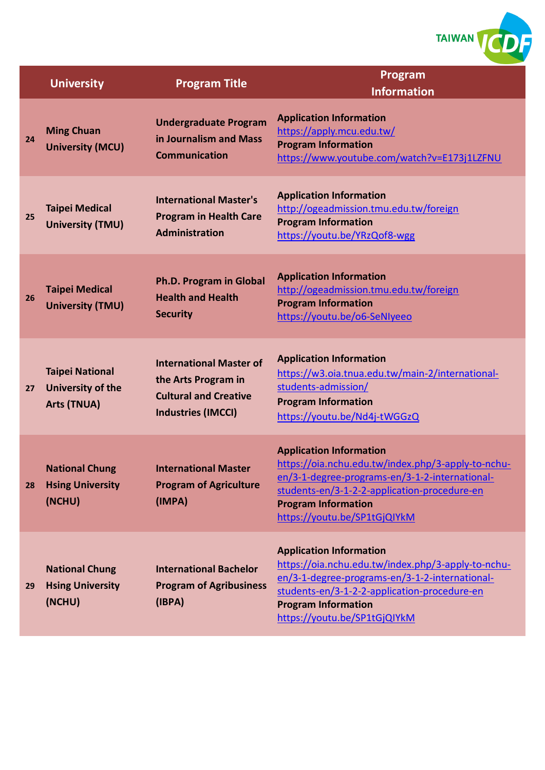|  | University | Program Title | Program Information |
|---|---|---|---|
| 24 | **Ming Chuan University (MCU)** | **Undergraduate Program in Journalism and Mass Communication** | **Application Information** https://apply.mcu.edu.tw/ **Program Information** https://www.youtube.com/watch?v=E173j1LZFNU |
| 25 | **Taipei Medical University (TMU)** | **International Master's Program in Health Care Administration** | **Application Information** http://ogeadmission.tmu.edu.tw/foreign **Program Information** https://youtu.be/YRzQof8-wgg |
| 26 | **Taipei Medical University (TMU)** | **Ph.D. Program in Global Health and Health Security** | **Application Information** http://ogeadmission.tmu.edu.tw/foreign **Program Information** https://youtu.be/o6-SeNIyeeo |
| 27 | **Taipei National University of the Arts (TNUA)** | **International Master of the Arts Program in Cultural and Creative Industries (IMCCI)** | **Application Information** https://w3.oia.tnua.edu.tw/main-2/international-students-admission/ **Program Information** https://youtu.be/Nd4j-tWGGzQ |
| 28 | **National Chung Hsing University (NCHU)** | **International Master Program of Agriculture (IMPA)** | **Application Information** https://oia.nchu.edu.tw/index.php/3-apply-to-nchu-en/3-1-degree-programs-en/3-1-2-international-students-en/3-1-2-2-application-procedure-en **Program Information** https://youtu.be/SP1tGjQIYkM |
| 29 | **National Chung Hsing University (NCHU)** | **International Bachelor Program of Agribusiness (IBPA)** | **Application Information** https://oia.nchu.edu.tw/index.php/3-apply-to-nchu-en/3-1-degree-programs-en/3-1-2-international-students-en/3-1-2-2-application-procedure-en **Program Information** https://youtu.be/SP1tGjQIYkM |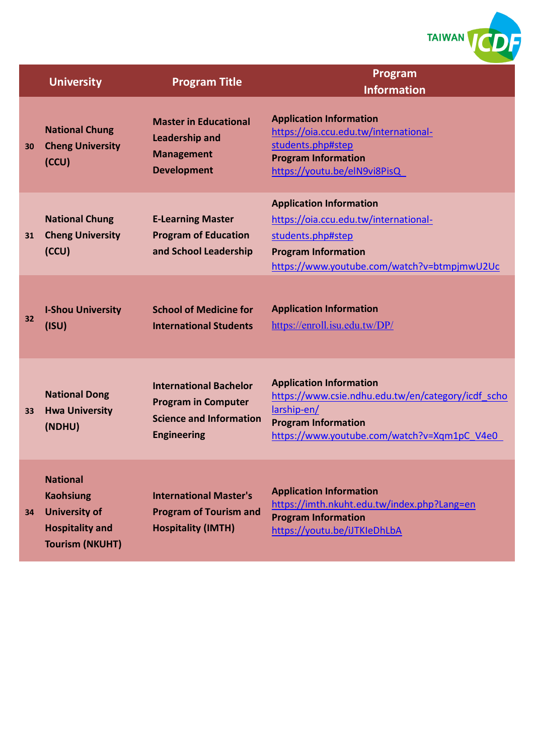| | University | Program Title | Program Information |
|---|---|---|---|
| 30 | **National Chung Cheng University (CCU)** | **Master in Educational Leadership and Management Development** | **Application Information** https://oia.ccu.edu.tw/international-students.php#step **Program Information** https://youtu.be/elN9vi8PisQ |
| 31 | **National Chung Cheng University (CCU)** | **E-Learning Master Program of Education and School Leadership** | **Application Information** https://oia.ccu.edu.tw/international-students.php#step **Program Information** https://www.youtube.com/watch?v=btmpjmwU2Uc |
| 32 | **I-Shou University (ISU)** | **School of Medicine for International Students** | **Application Information** https://enroll.isu.edu.tw/DP/ |
| 33 | **National Dong Hwa University (NDHU)** | **International Bachelor Program in Computer Science and Information Engineering** | **Application Information** https://www.csie.ndhu.edu.tw/en/category/icdf_scholarship-en/ **Program Information** https://www.youtube.com/watch?v=Xqm1pC_V4e0 |
| 34 | **National Kaohsiung University of Hospitality and Tourism (NKUHT)** | **International Master's Program of Tourism and Hospitality (IMTH)** | **Application Information** https://imth.nkuht.edu.tw/index.php?Lang=en **Program Information** https://youtu.be/iJTKIeDhLbA |